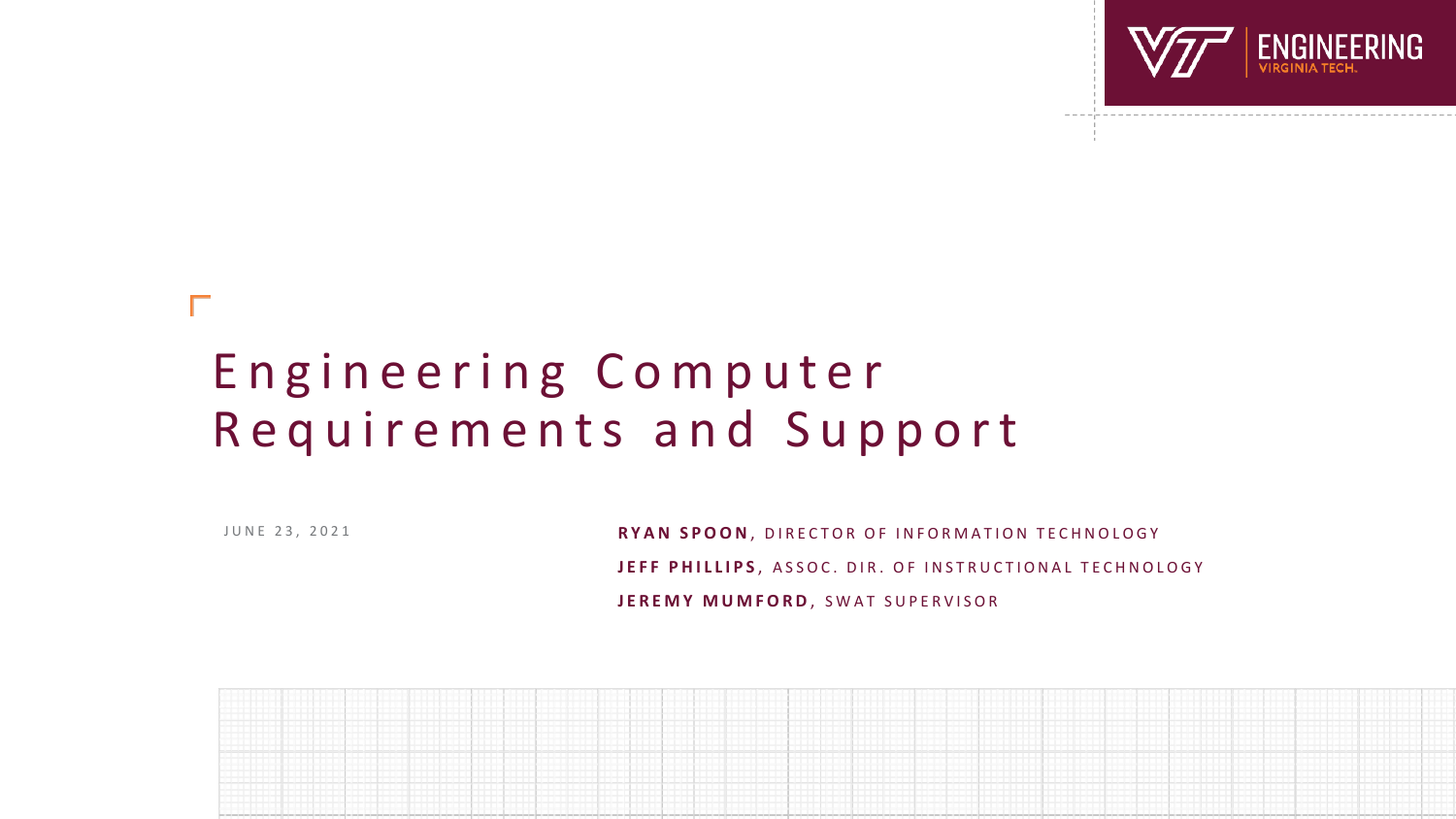# Engineering Computer Requirements and Support

JUNE 23, 2021

**RYAN SPOON**, DIRECTOR OF INFORMATION TECHNOLOGY

**JEFF PHILLIPS**, ASSOC. DIR. OF INSTRUCTIONAL TECHNOLOGY

**JEREMY MUMFORD**, SWAT SUPERVISOR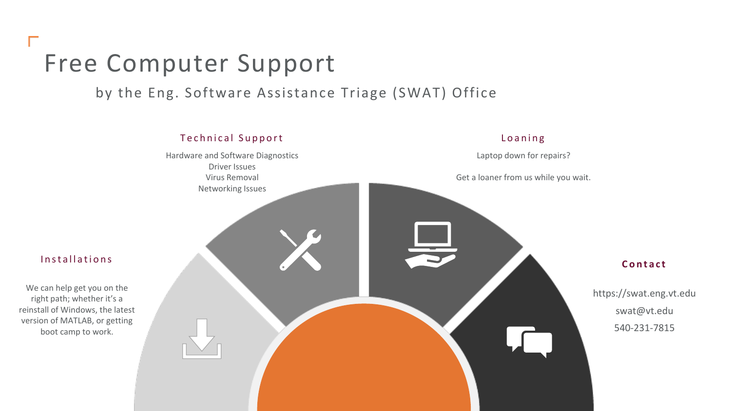# Free Computer Support

## by the Eng. Software Assistance Triage (SWAT) Office

### Installations

We can help get you on the right path; whether it's a reinstall of Windows, the latest version of MATLAB, or getting boot camp to work.

### Technical Support

Hardware and Software Diagnostics
Driver Issues
Virus Removal
Networking Issues

### Loaning

Laptop down for repairs?

Get a loaner from us while you wait.

### **Contact**

https://swat.eng.vt.edu
swat@vt.edu
540-231-7815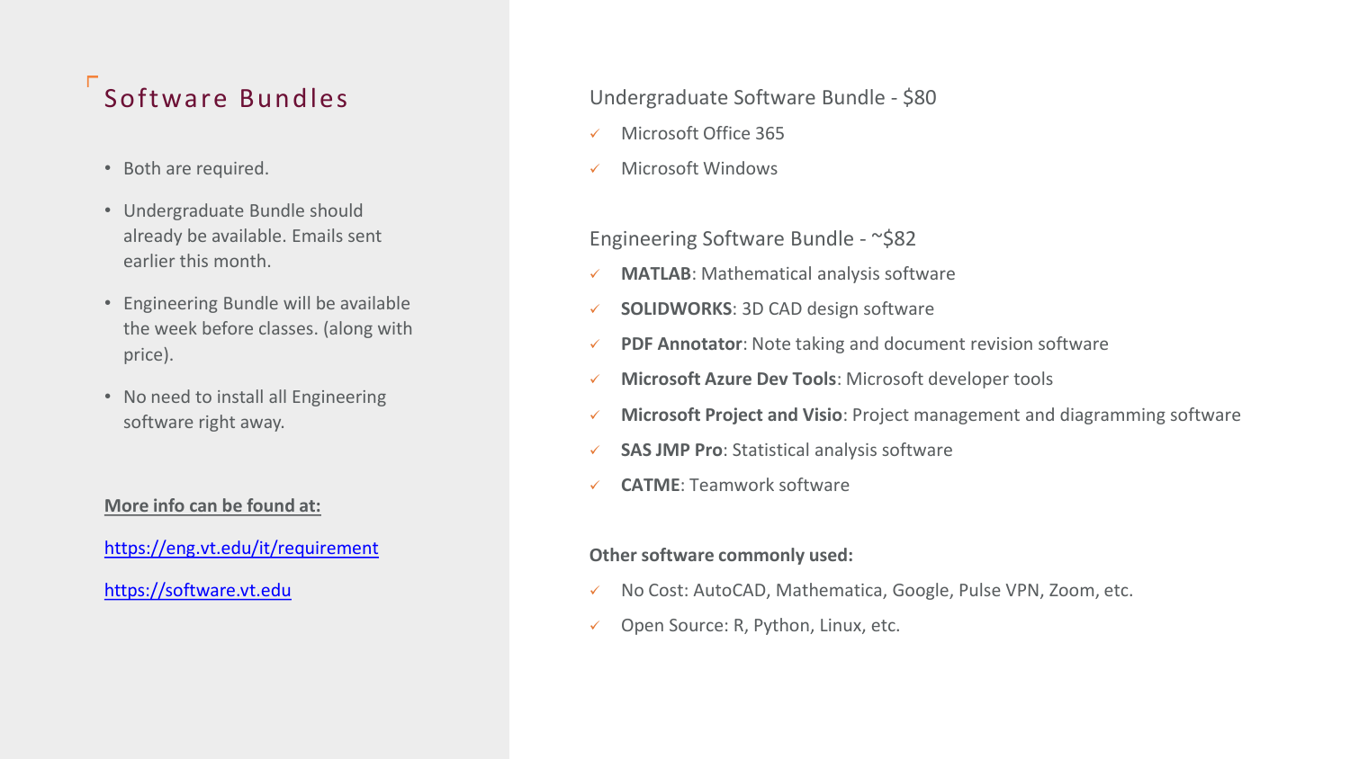# Software Bundles

- Both are required.
- Undergraduate Bundle should already be available. Emails sent earlier this month.
- Engineering Bundle will be available the week before classes. (along with price).
- No need to install all Engineering software right away.

**More info can be found at:**

https://eng.vt.edu/it/requirement

https://software.vt.edu

## Undergraduate Software Bundle - $80

- ✓ Microsoft Office 365
- ✓ Microsoft Windows

## Engineering Software Bundle - ~$82

- ✓ **MATLAB**: Mathematical analysis software
- ✓ **SOLIDWORKS**: 3D CAD design software
- ✓ **PDF Annotator**: Note taking and document revision software
- ✓ **Microsoft Azure Dev Tools**: Microsoft developer tools
- ✓ **Microsoft Project and Visio**: Project management and diagramming software
- ✓ **SAS JMP Pro**: Statistical analysis software
- ✓ **CATME**: Teamwork software

**Other software commonly used:**

- ✓ No Cost: AutoCAD, Mathematica, Google, Pulse VPN, Zoom, etc.
- ✓ Open Source: R, Python, Linux, etc.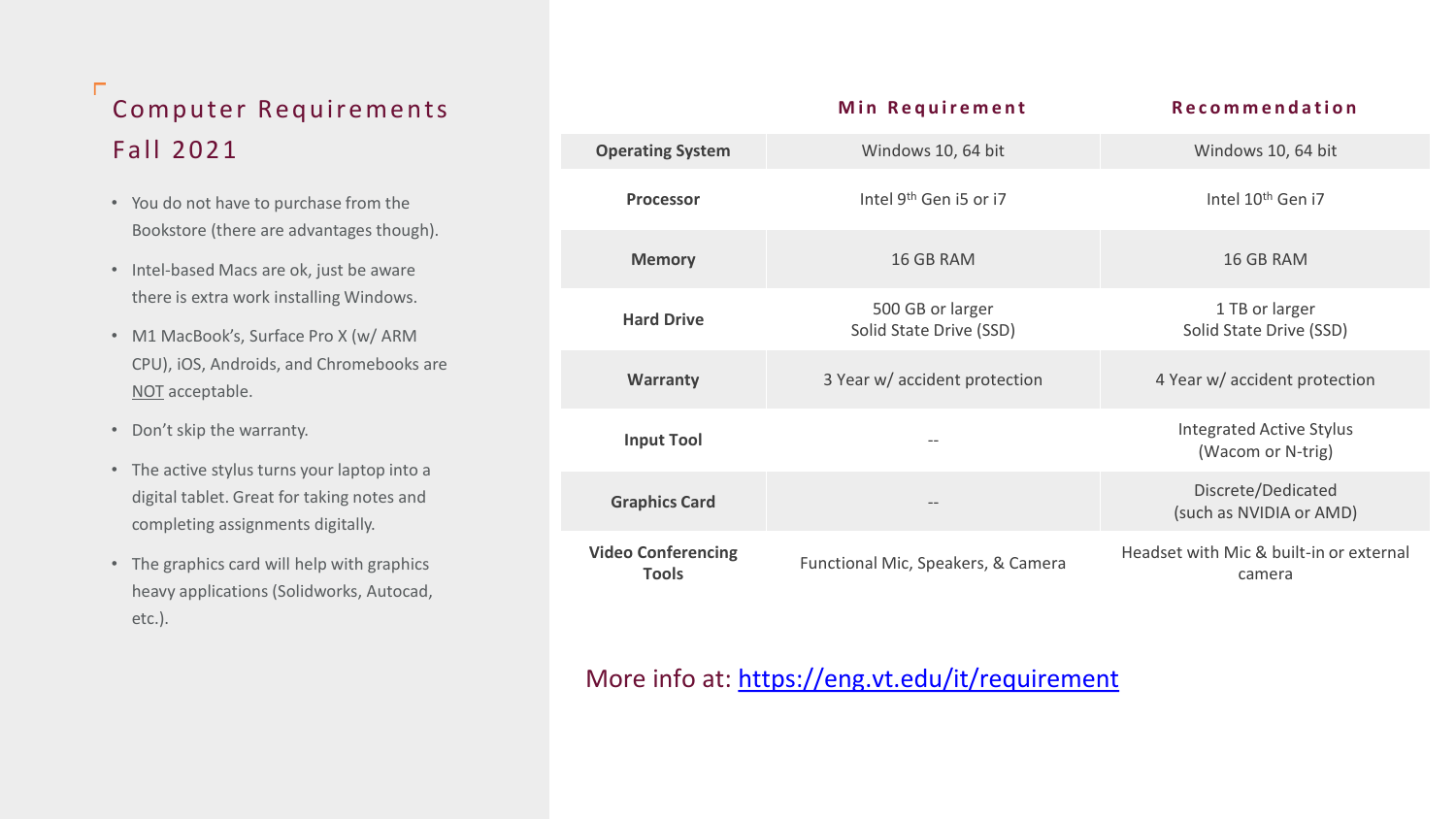# Computer Requirements Fall 2021

- You do not have to purchase from the Bookstore (there are advantages though).
- Intel-based Macs are ok, just be aware there is extra work installing Windows.
- M1 MacBook's, Surface Pro X (w/ ARM CPU), iOS, Androids, and Chromebooks are NOT acceptable.
- Don't skip the warranty.
- The active stylus turns your laptop into a digital tablet. Great for taking notes and completing assignments digitally.
- The graphics card will help with graphics heavy applications (Solidworks, Autocad, etc.).

| | Min Requirement | Recommendation |
|---|---|---|
| **Operating System** | Windows 10, 64 bit | Windows 10, 64 bit |
| **Processor** | Intel 9th Gen i5 or i7 | Intel 10th Gen i7 |
| **Memory** | 16 GB RAM | 16 GB RAM |
| **Hard Drive** | 500 GB or larger Solid State Drive (SSD) | 1 TB or larger Solid State Drive (SSD) |
| **Warranty** | 3 Year w/ accident protection | 4 Year w/ accident protection |
| **Input Tool** | -- | Integrated Active Stylus (Wacom or N-trig) |
| **Graphics Card** | -- | Discrete/Dedicated (such as NVIDIA or AMD) |
| **Video Conferencing Tools** | Functional Mic, Speakers, & Camera | Headset with Mic & built-in or external camera |

More info at: https://eng.vt.edu/it/requirement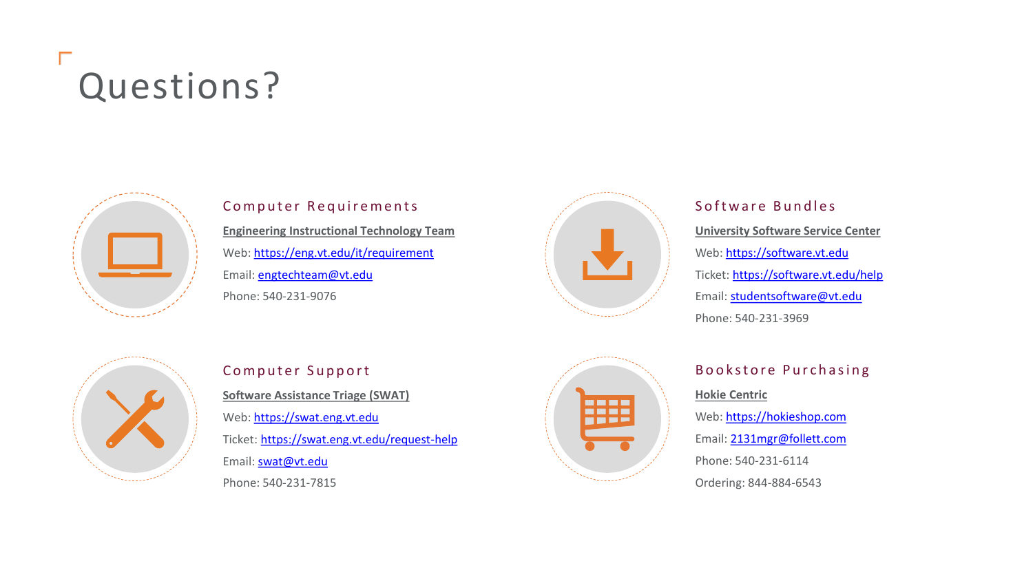# Questions?

## Computer Requirements

**Engineering Instructional Technology Team**

Web: https://eng.vt.edu/it/requirement

Email: engtechteam@vt.edu

Phone: 540-231-9076

## Software Bundles

**University Software Service Center**

Web: https://software.vt.edu

Ticket: https://software.vt.edu/help

Email: studentsoftware@vt.edu

Phone: 540-231-3969

## Computer Support

**Software Assistance Triage (SWAT)**

Web: https://swat.eng.vt.edu

Ticket: https://swat.eng.vt.edu/request-help

Email: swat@vt.edu

Phone: 540-231-7815

## Bookstore Purchasing

**Hokie Centric**

Web: https://hokieshop.com

Email: 2131mgr@follett.com

Phone: 540-231-6114

Ordering: 844-884-6543